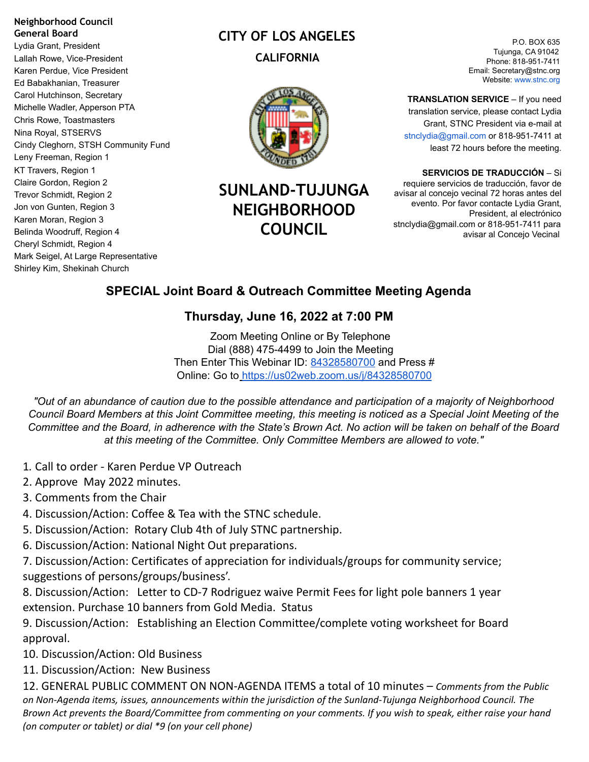**Neighborhood Council General Board**
Lydia Grant, President
Lallah Rowe, Vice-President
Karen Perdue, Vice President
Ed Babakhanian, Treasurer
Carol Hutchinson, Secretary
Michelle Wadler, Apperson PTA
Chris Rowe, Toastmasters
Nina Royal, STSERVS
Cindy Cleghorn, STSH Community Fund
Leny Freeman, Region 1
KT Travers, Region 1
Claire Gordon, Region 2
Trevor Schmidt, Region 2
Jon von Gunten, Region 3
Karen Moran, Region 3
Belinda Woodruff, Region 4
Cheryl Schmidt, Region 4
Mark Seigel, At Large Representative
Shirley Kim, Shekinah Church

# CITY OF LOS ANGELES

## CALIFORNIA

# SUNLAND-TUJUNGA NEIGHBORHOOD COUNCIL

P.O. BOX 635
Tujunga, CA 91042
Phone: 818-951-7411
Email: Secretary@stnc.org
Website: www.stnc.org

**TRANSLATION SERVICE** – If you need translation service, please contact Lydia Grant, STNC President via e-mail at stnclydia@gmail.com or 818-951-7411 at least 72 hours before the meeting.

**SERVICIOS DE TRADUCCIÓN** – Si requiere servicios de traducción, favor de avisar al concejo vecinal 72 horas antes del evento. Por favor contacte Lydia Grant, President, al electrónico stnclydia@gmail.com or 818-951-7411 para avisar al Concejo Vecinal

## SPECIAL Joint Board & Outreach Committee Meeting Agenda

### Thursday, June 16, 2022 at 7:00 PM

Zoom Meeting Online or By Telephone
Dial (888) 475-4499 to Join the Meeting
Then Enter This Webinar ID: 84328580700 and Press #
Online: Go to https://us02web.zoom.us/j/84328580700

*"Out of an abundance of caution due to the possible attendance and participation of a majority of Neighborhood Council Board Members at this Joint Committee meeting, this meeting is noticed as a Special Joint Meeting of the Committee and the Board, in adherence with the State's Brown Act. No action will be taken on behalf of the Board at this meeting of the Committee. Only Committee Members are allowed to vote."*

1. Call to order - Karen Perdue VP Outreach
2. Approve May 2022 minutes.
3. Comments from the Chair
4. Discussion/Action: Coffee & Tea with the STNC schedule.
5. Discussion/Action: Rotary Club 4th of July STNC partnership.
6. Discussion/Action: National Night Out preparations.
7. Discussion/Action: Certificates of appreciation for individuals/groups for community service; suggestions of persons/groups/business'.
8. Discussion/Action: Letter to CD-7 Rodriguez waive Permit Fees for light pole banners 1 year extension. Purchase 10 banners from Gold Media. Status
9. Discussion/Action: Establishing an Election Committee/complete voting worksheet for Board approval.
10. Discussion/Action: Old Business
11. Discussion/Action: New Business
12. GENERAL PUBLIC COMMENT ON NON-AGENDA ITEMS a total of 10 minutes – *Comments from the Public on Non-Agenda items, issues, announcements within the jurisdiction of the Sunland-Tujunga Neighborhood Council. The Brown Act prevents the Board/Committee from commenting on your comments. If you wish to speak, either raise your hand (on computer or tablet) or dial *9 (on your cell phone)*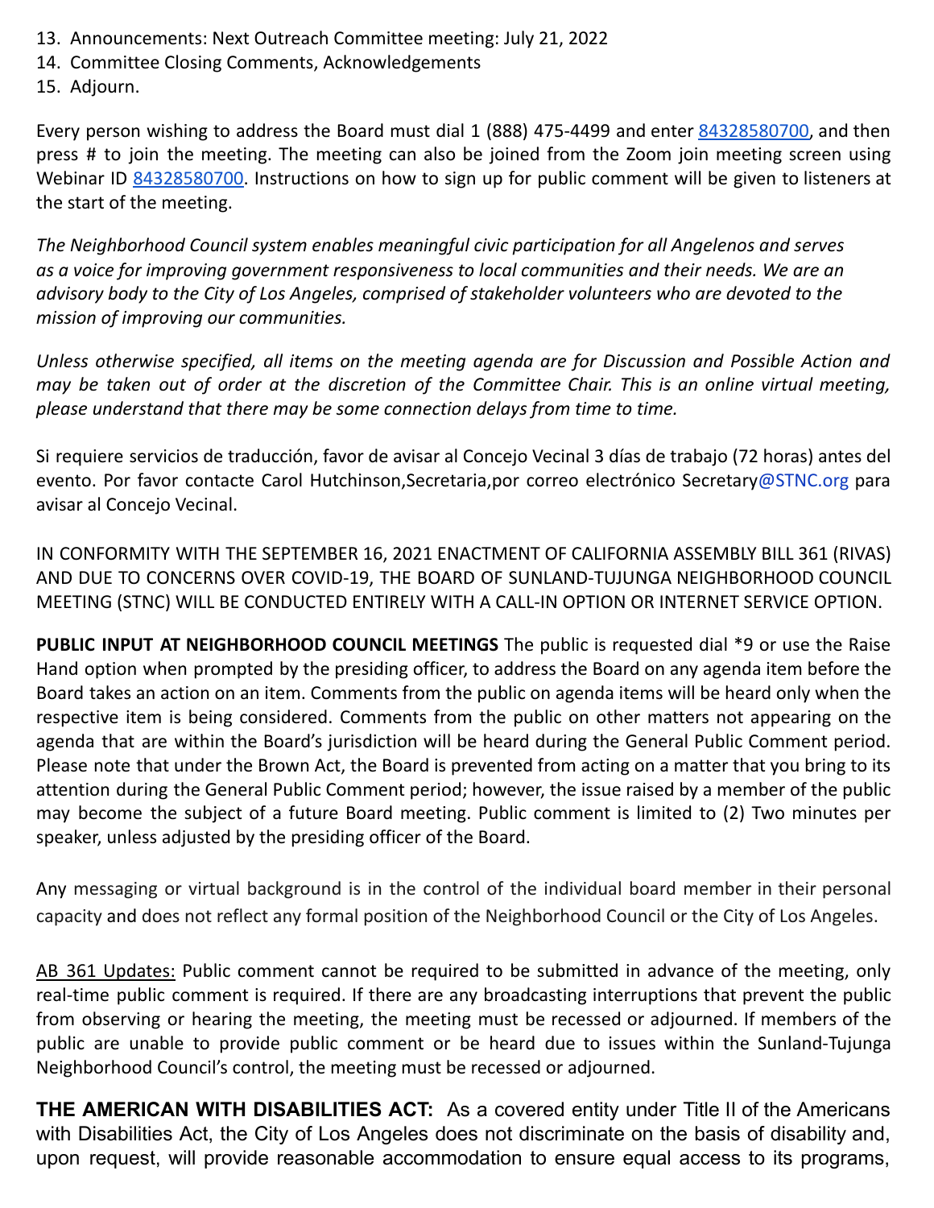13. Announcements: Next Outreach Committee meeting: July 21, 2022
14. Committee Closing Comments, Acknowledgements
15. Adjourn.

Every person wishing to address the Board must dial 1 (888) 475-4499 and enter 84328580700, and then press # to join the meeting. The meeting can also be joined from the Zoom join meeting screen using Webinar ID 84328580700. Instructions on how to sign up for public comment will be given to listeners at the start of the meeting.

*The Neighborhood Council system enables meaningful civic participation for all Angelenos and serves as a voice for improving government responsiveness to local communities and their needs. We are an advisory body to the City of Los Angeles, comprised of stakeholder volunteers who are devoted to the mission of improving our communities.*

*Unless otherwise specified, all items on the meeting agenda are for Discussion and Possible Action and may be taken out of order at the discretion of the Committee Chair. This is an online virtual meeting, please understand that there may be some connection delays from time to time.*

Si requiere servicios de traducción, favor de avisar al Concejo Vecinal 3 días de trabajo (72 horas) antes del evento. Por favor contacte Carol Hutchinson,Secretaria,por correo electrónico Secretary@STNC.org para avisar al Concejo Vecinal.

IN CONFORMITY WITH THE SEPTEMBER 16, 2021 ENACTMENT OF CALIFORNIA ASSEMBLY BILL 361 (RIVAS) AND DUE TO CONCERNS OVER COVID-19, THE BOARD OF SUNLAND-TUJUNGA NEIGHBORHOOD COUNCIL MEETING (STNC) WILL BE CONDUCTED ENTIRELY WITH A CALL-IN OPTION OR INTERNET SERVICE OPTION.

**PUBLIC INPUT AT NEIGHBORHOOD COUNCIL MEETINGS** The public is requested dial *9 or use the Raise Hand option when prompted by the presiding officer, to address the Board on any agenda item before the Board takes an action on an item. Comments from the public on agenda items will be heard only when the respective item is being considered. Comments from the public on other matters not appearing on the agenda that are within the Board's jurisdiction will be heard during the General Public Comment period. Please note that under the Brown Act, the Board is prevented from acting on a matter that you bring to its attention during the General Public Comment period; however, the issue raised by a member of the public may become the subject of a future Board meeting. Public comment is limited to (2) Two minutes per speaker, unless adjusted by the presiding officer of the Board.

Any messaging or virtual background is in the control of the individual board member in their personal capacity and does not reflect any formal position of the Neighborhood Council or the City of Los Angeles.

AB 361 Updates: Public comment cannot be required to be submitted in advance of the meeting, only real-time public comment is required. If there are any broadcasting interruptions that prevent the public from observing or hearing the meeting, the meeting must be recessed or adjourned. If members of the public are unable to provide public comment or be heard due to issues within the Sunland-Tujunga Neighborhood Council's control, the meeting must be recessed or adjourned.

**THE AMERICAN WITH DISABILITIES ACT:** As a covered entity under Title II of the Americans with Disabilities Act, the City of Los Angeles does not discriminate on the basis of disability and, upon request, will provide reasonable accommodation to ensure equal access to its programs,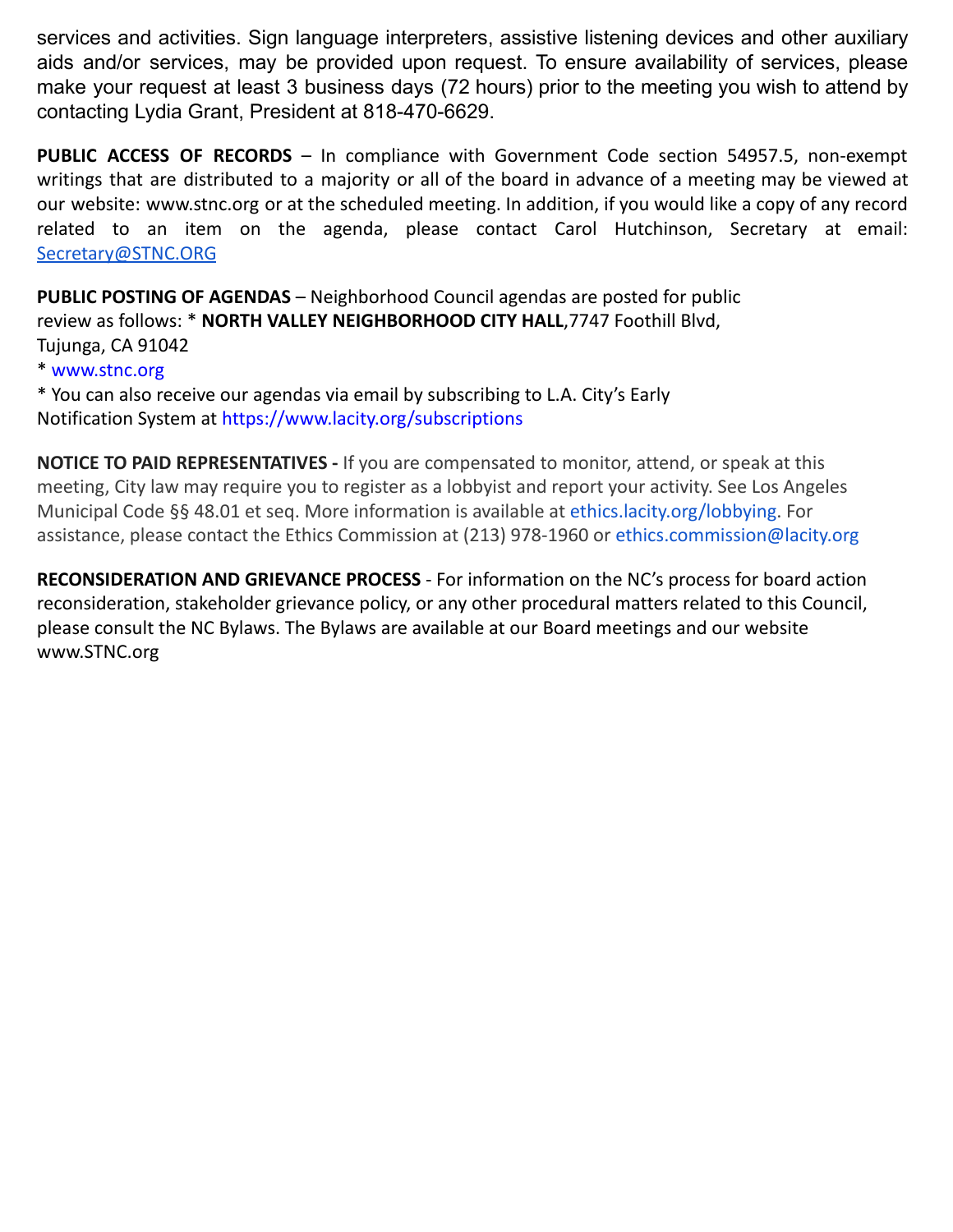services and activities. Sign language interpreters, assistive listening devices and other auxiliary aids and/or services, may be provided upon request. To ensure availability of services, please make your request at least 3 business days (72 hours) prior to the meeting you wish to attend by contacting Lydia Grant, President at 818-470-6629.

**PUBLIC ACCESS OF RECORDS** – In compliance with Government Code section 54957.5, non-exempt writings that are distributed to a majority or all of the board in advance of a meeting may be viewed at our website: www.stnc.org or at the scheduled meeting. In addition, if you would like a copy of any record related to an item on the agenda, please contact Carol Hutchinson, Secretary at email: Secretary@STNC.ORG

**PUBLIC POSTING OF AGENDAS** – Neighborhood Council agendas are posted for public review as follows: * **NORTH VALLEY NEIGHBORHOOD CITY HALL**,7747 Foothill Blvd, Tujunga, CA 91042

* www.stnc.org
* You can also receive our agendas via email by subscribing to L.A. City's Early Notification System at https://www.lacity.org/subscriptions

**NOTICE TO PAID REPRESENTATIVES -** If you are compensated to monitor, attend, or speak at this meeting, City law may require you to register as a lobbyist and report your activity. See Los Angeles Municipal Code §§ 48.01 et seq. More information is available at ethics.lacity.org/lobbying. For assistance, please contact the Ethics Commission at (213) 978-1960 or ethics.commission@lacity.org

**RECONSIDERATION AND GRIEVANCE PROCESS** - For information on the NC's process for board action reconsideration, stakeholder grievance policy, or any other procedural matters related to this Council, please consult the NC Bylaws. The Bylaws are available at our Board meetings and our website www.STNC.org